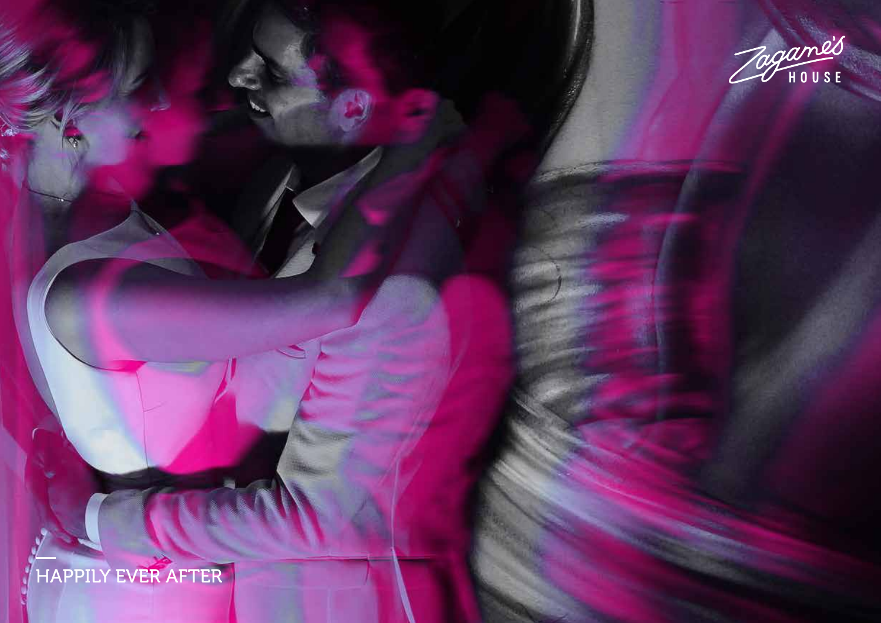Zagame's HOUSE

HAPPILY EVER AFTER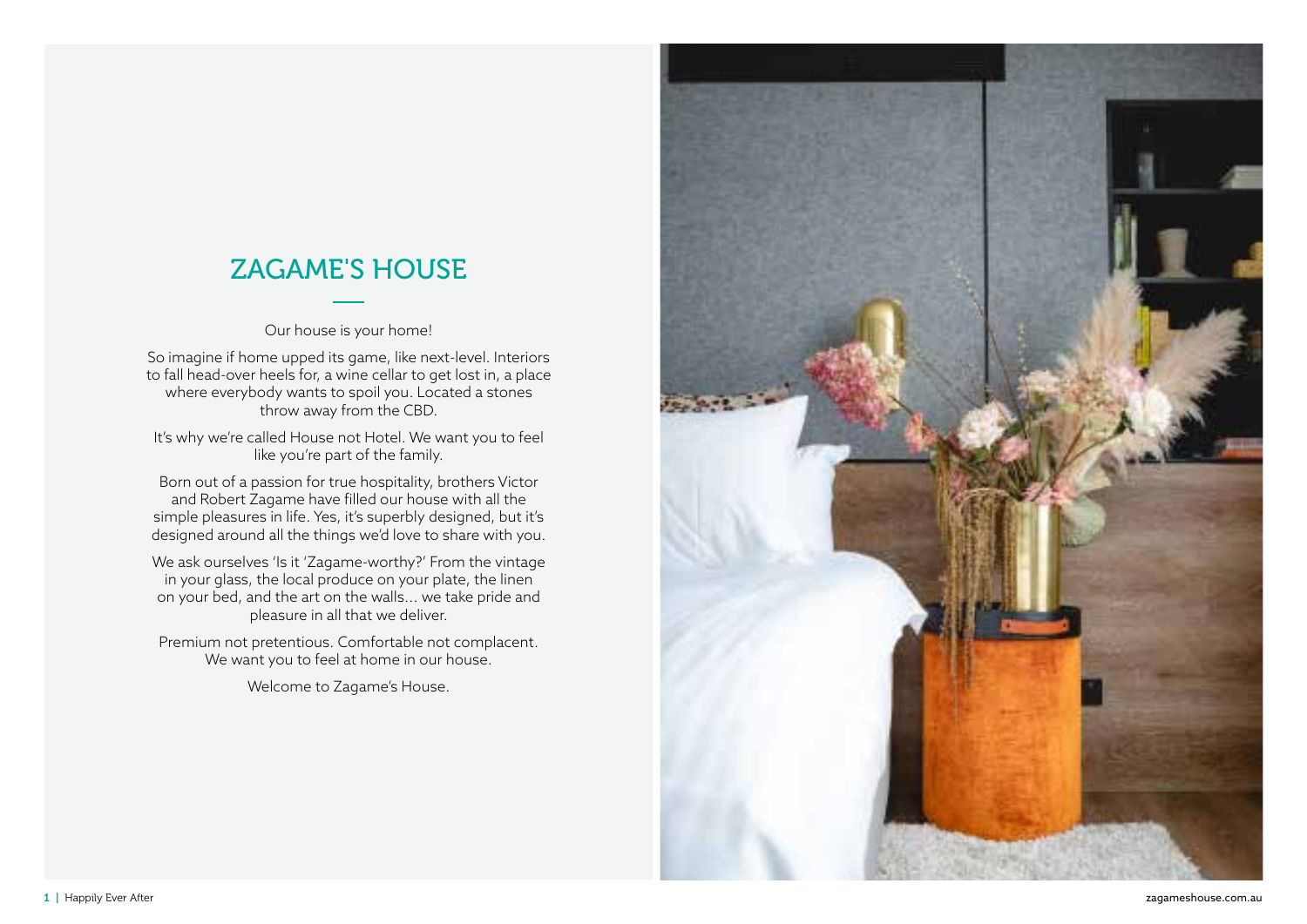# ZAGAME'S HOUSE

Our house is your home!

So imagine if home upped its game, like next-level. Interiors to fall head-over heels for, a wine cellar to get lost in, a place where everybody wants to spoil you. Located a stones throw away from the CBD.

It's why we're called House not Hotel. We want you to feel like you're part of the family.

Born out of a passion for true hospitality, brothers Victor and Robert Zagame have filled our house with all the simple pleasures in life. Yes, it's superbly designed, but it's designed around all the things we'd love to share with you.

We ask ourselves 'Is it 'Zagame-worthy?' From the vintage in your glass, the local produce on your plate, the linen on your bed, and the art on the walls… we take pride and pleasure in all that we deliver.

Premium not pretentious. Comfortable not complacent. We want you to feel at home in our house.

Welcome to Zagame's House.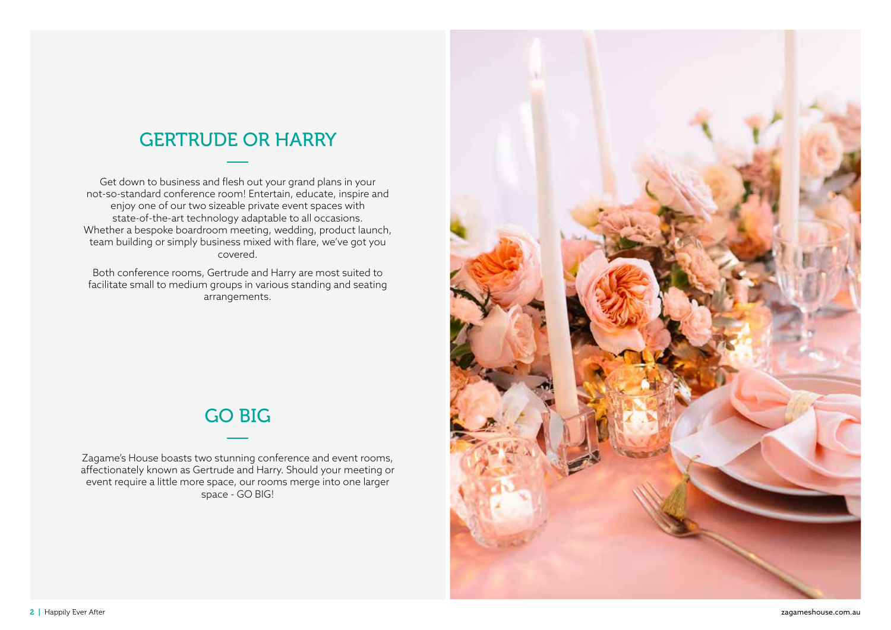## GERTRUDE OR HARRY

Get down to business and flesh out your grand plans in your not-so-standard conference room! Entertain, educate, inspire and enjoy one of our two sizeable private event spaces with state-of-the-art technology adaptable to all occasions. Whether a bespoke boardroom meeting, wedding, product launch, team building or simply business mixed with flare, we've got you covered.

Both conference rooms, Gertrude and Harry are most suited to facilitate small to medium groups in various standing and seating arrangements.

## GO BIG

Zagame's House boasts two stunning conference and event rooms, affectionately known as Gertrude and Harry. Should your meeting or event require a little more space, our rooms merge into one larger space - GO BIG!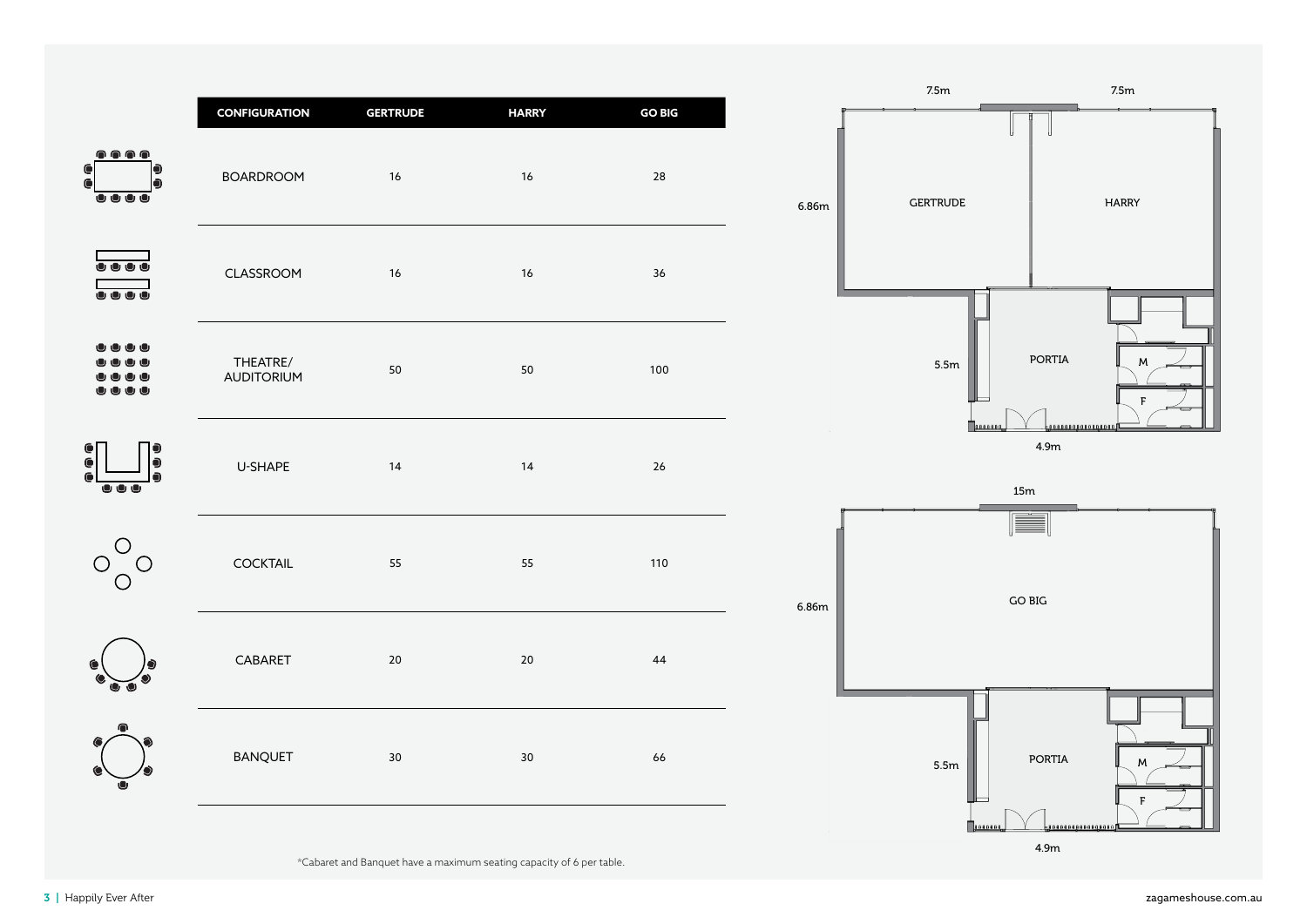| CONFIGURATION | GERTRUDE | HARRY | GO BIG |
|---|---|---|---|
| BOARDROOM | 16 | 16 | 28 |
| CLASSROOM | 16 | 16 | 36 |
| THEATRE/ AUDITORIUM | 50 | 50 | 100 |
| U-SHAPE | 14 | 14 | 26 |
| COCKTAIL | 55 | 55 | 110 |
| CABARET | 20 | 20 | 44 |
| BANQUET | 30 | 30 | 66 |

*Cabaret and Banquet have a maximum seating capacity of 6 per table.

7.5m | 7.5m

6.86m

GERTRUDE | HARRY

5.5m

PORTIA

M

F

4.9m

15m

6.86m

GO BIG

5.5m

PORTIA

M

F

4.9m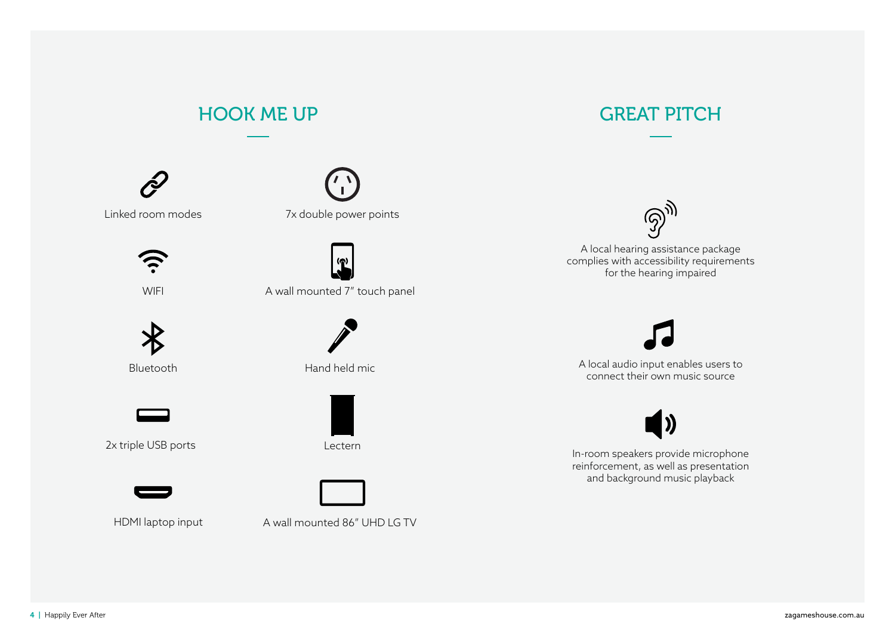## HOOK ME UP

- Linked room modes
- 7x double power points
- WIFI
- A wall mounted 7" touch panel
- Bluetooth
- Hand held mic
- 2x triple USB ports
- Lectern
- HDMI laptop input
- A wall mounted 86" UHD LG TV

## GREAT PITCH

A local hearing assistance package complies with accessibility requirements for the hearing impaired

A local audio input enables users to connect their own music source

In-room speakers provide microphone reinforcement, as well as presentation and background music playback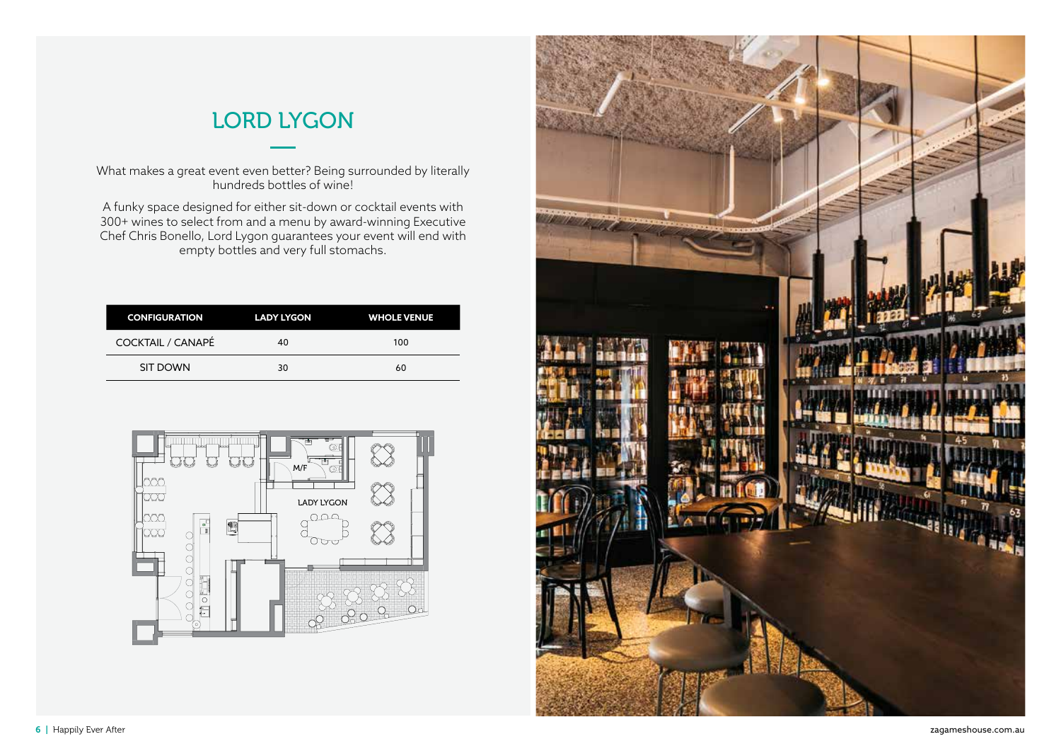# LORD LYGON

What makes a great event even better? Being surrounded by literally hundreds bottles of wine!

A funky space designed for either sit-down or cocktail events with 300+ wines to select from and a menu by award-winning Executive Chef Chris Bonello, Lord Lygon guarantees your event will end with empty bottles and very full stomachs.

| CONFIGURATION | LADY LYGON | WHOLE VENUE |
|---|---|---|
| COCKTAIL / CANAPÉ | 40 | 100 |
| SIT DOWN | 30 | 60 |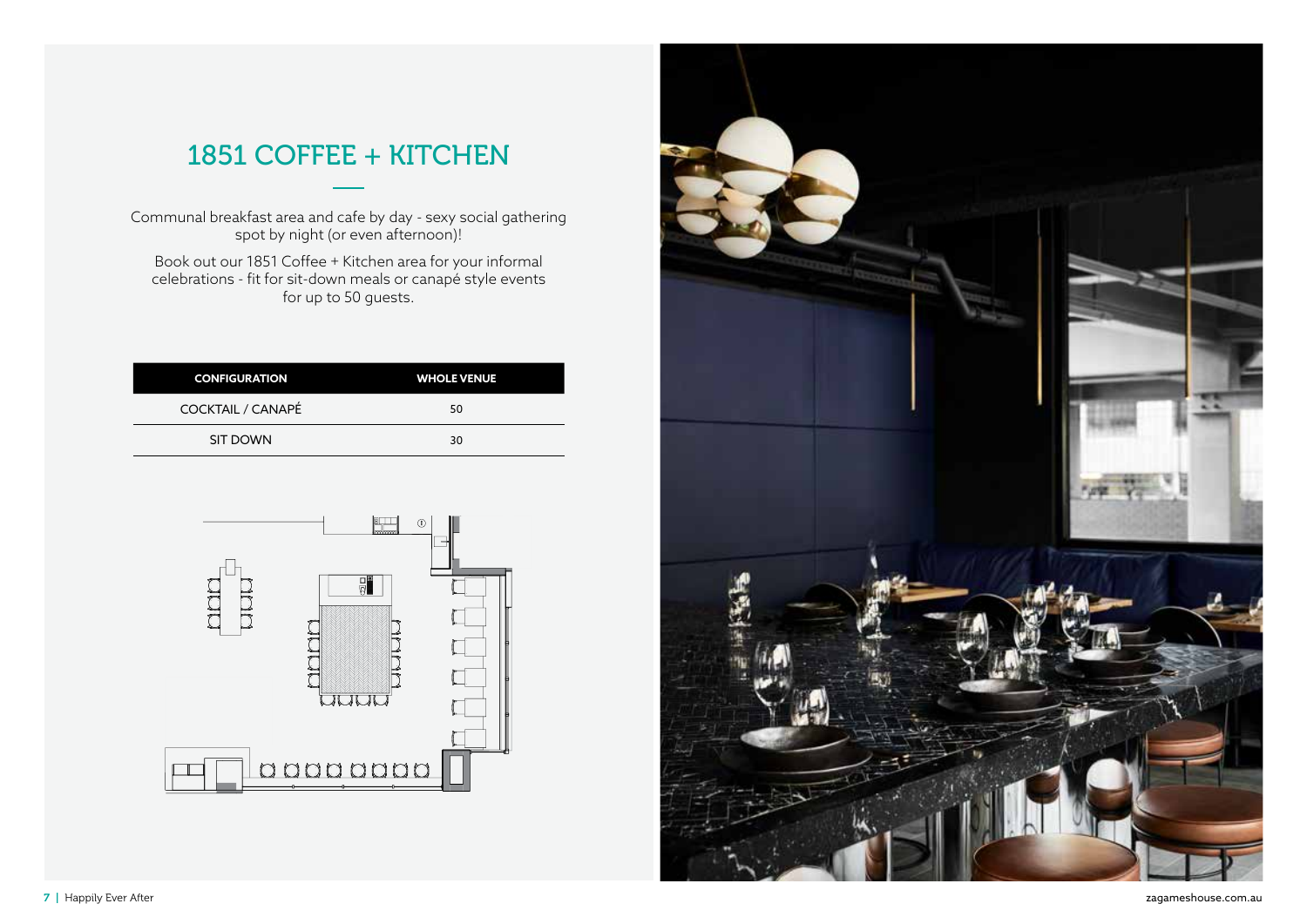# 1851 COFFEE + KITCHEN

Communal breakfast area and cafe by day - sexy social gathering spot by night (or even afternoon)!

Book out our 1851 Coffee + Kitchen area for your informal celebrations - fit for sit-down meals or canapé style events for up to 50 guests.

| CONFIGURATION | WHOLE VENUE |
|---|---|
| COCKTAIL / CANAPÉ | 50 |
| SIT DOWN | 30 |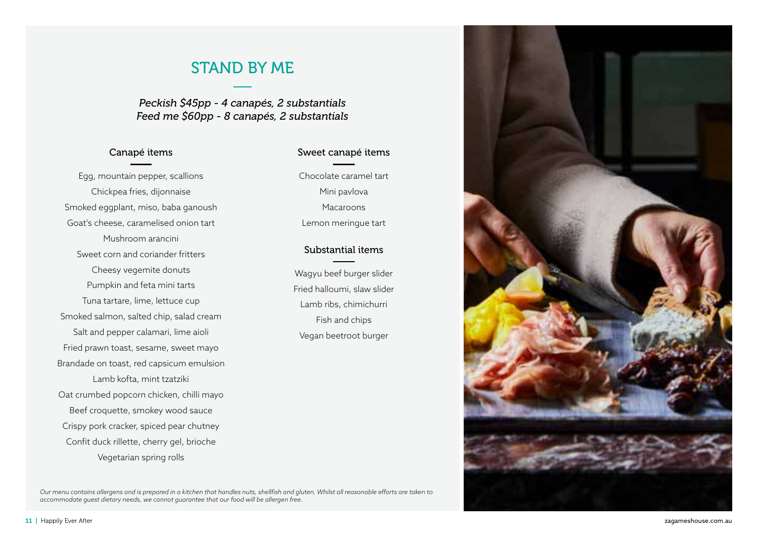# STAND BY ME

*Peckish $45pp - 4 canapés, 2 substantials*
*Feed me $60pp - 8 canapés, 2 substantials*

## Canapé items

Egg, mountain pepper, scallions
Chickpea fries, dijonnaise
Smoked eggplant, miso, baba ganoush
Goat's cheese, caramelised onion tart
Mushroom arancini
Sweet corn and coriander fritters
Cheesy vegemite donuts
Pumpkin and feta mini tarts
Tuna tartare, lime, lettuce cup
Smoked salmon, salted chip, salad cream
Salt and pepper calamari, lime aioli
Fried prawn toast, sesame, sweet mayo
Brandade on toast, red capsicum emulsion
Lamb kofta, mint tzatziki
Oat crumbed popcorn chicken, chilli mayo
Beef croquette, smokey wood sauce
Crispy pork cracker, spiced pear chutney
Confit duck rillette, cherry gel, brioche
Vegetarian spring rolls

## Sweet canapé items

Chocolate caramel tart
Mini pavlova
Macaroons
Lemon meringue tart

## Substantial items

Wagyu beef burger slider
Fried halloumi, slaw slider
Lamb ribs, chimichurri
Fish and chips
Vegan beetroot burger

*Our menu contains allergens and is prepared in a kitchen that handles nuts, shellfish and gluten. Whilst all reasonable efforts are taken to accommodate guest dietary needs, we cannot guarantee that our food will be allergen free.*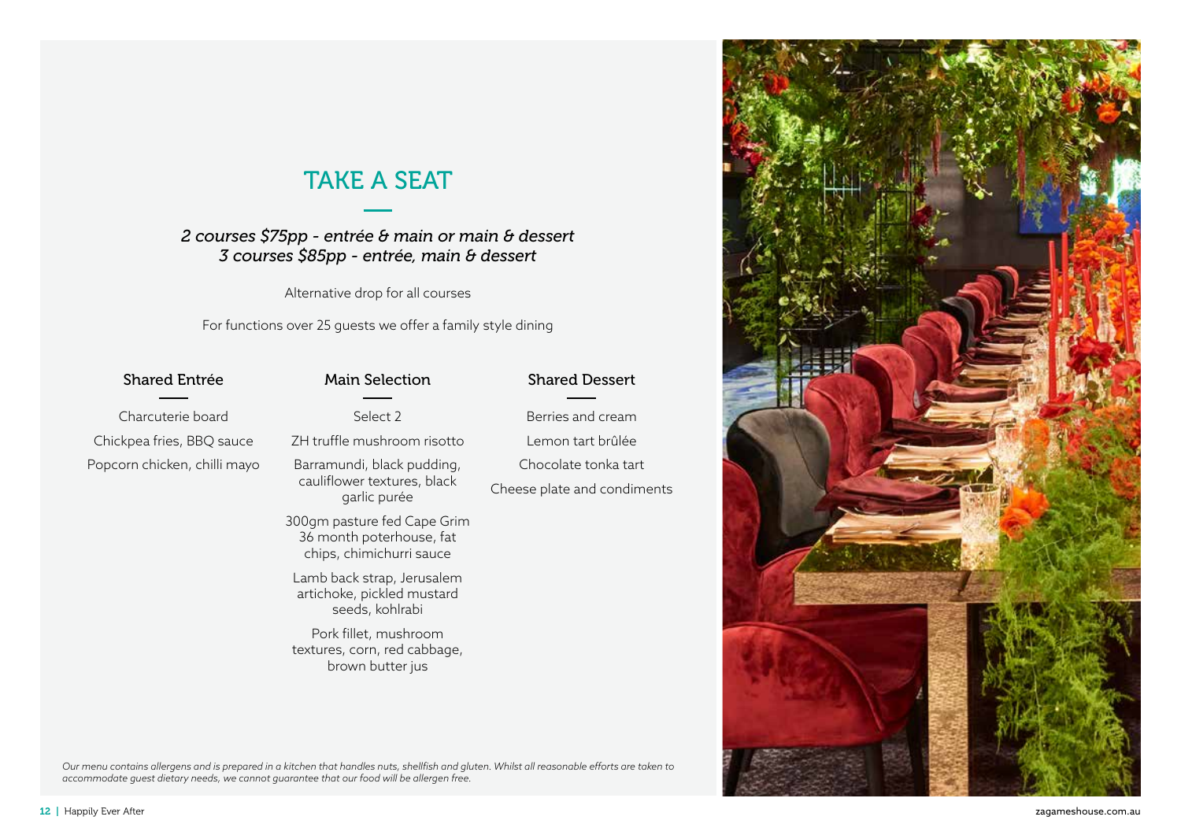# TAKE A SEAT

*2 courses $75pp - entrée & main or main & dessert*
*3 courses $85pp - entrée, main & dessert*

Alternative drop for all courses

For functions over 25 guests we offer a family style dining

### Shared Entrée

Charcuterie board

Chickpea fries, BBQ sauce

Popcorn chicken, chilli mayo

### Main Selection

Select 2

ZH truffle mushroom risotto

Barramundi, black pudding, cauliflower textures, black garlic purée

300gm pasture fed Cape Grim 36 month poterhouse, fat chips, chimichurri sauce

Lamb back strap, Jerusalem artichoke, pickled mustard seeds, kohlrabi

Pork fillet, mushroom textures, corn, red cabbage, brown butter jus

### Shared Dessert

Berries and cream

Lemon tart brûlée

Chocolate tonka tart

Cheese plate and condiments

*Our menu contains allergens and is prepared in a kitchen that handles nuts, shellfish and gluten. Whilst all reasonable efforts are taken to accommodate guest dietary needs, we cannot guarantee that our food will be allergen free.*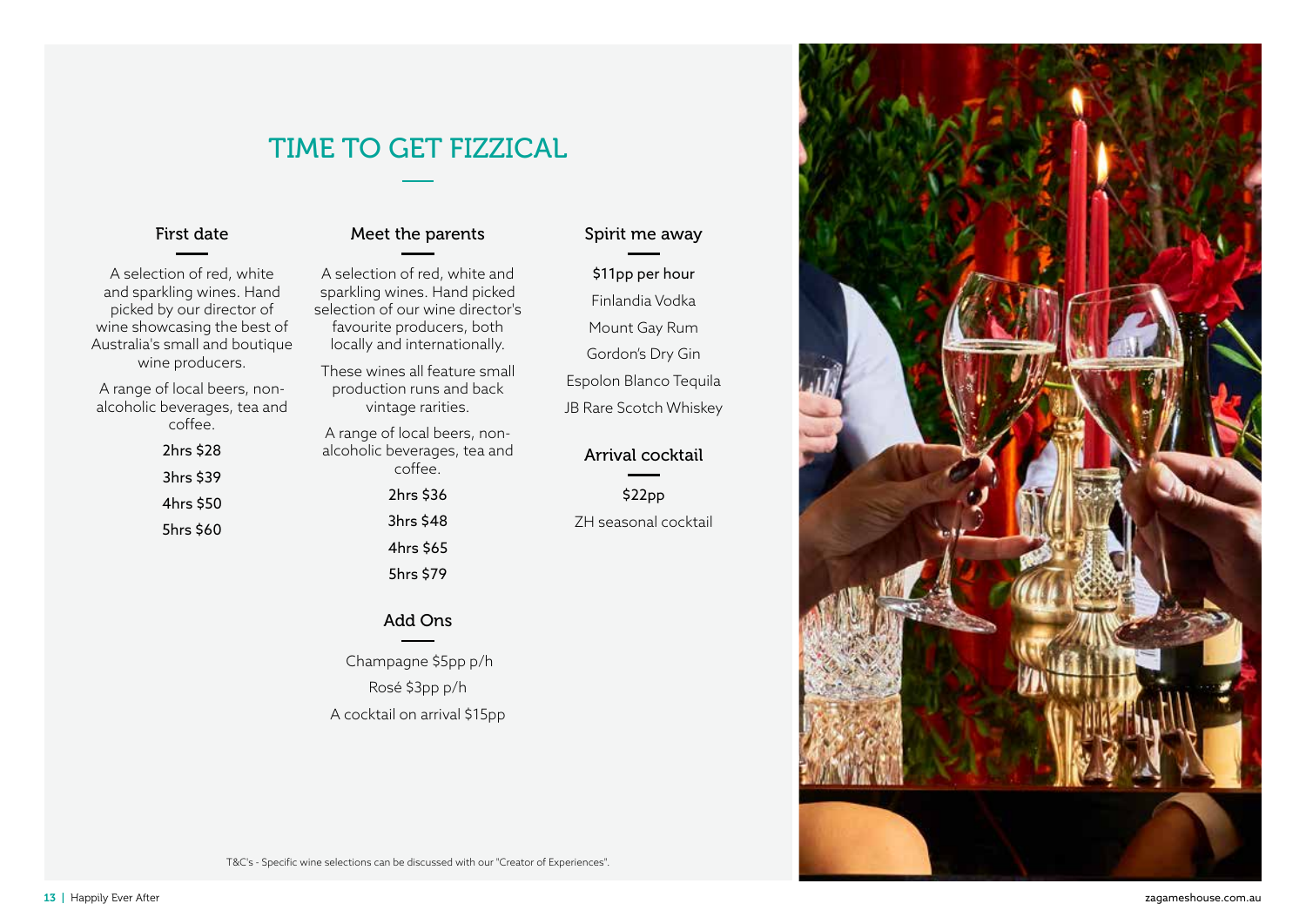# TIME TO GET FIZZICAL

## First date

A selection of red, white and sparkling wines. Hand picked by our director of wine showcasing the best of Australia's small and boutique wine producers.

A range of local beers, non-alcoholic beverages, tea and coffee.

2hrs $28

3hrs $39

4hrs $50

5hrs $60

## Meet the parents

A selection of red, white and sparkling wines. Hand picked selection of our wine director's favourite producers, both locally and internationally.

These wines all feature small production runs and back vintage rarities.

A range of local beers, non-alcoholic beverages, tea and coffee.

2hrs $36

3hrs $48

4hrs $65

5hrs $79

## Add Ons

Champagne $5pp p/h

Rosé $3pp p/h

A cocktail on arrival $15pp

## Spirit me away

$11pp per hour

Finlandia Vodka

Mount Gay Rum

Gordon's Dry Gin

Espolon Blanco Tequila

JB Rare Scotch Whiskey

## Arrival cocktail

$22pp

ZH seasonal cocktail

T&C's - Specific wine selections can be discussed with our "Creator of Experiences".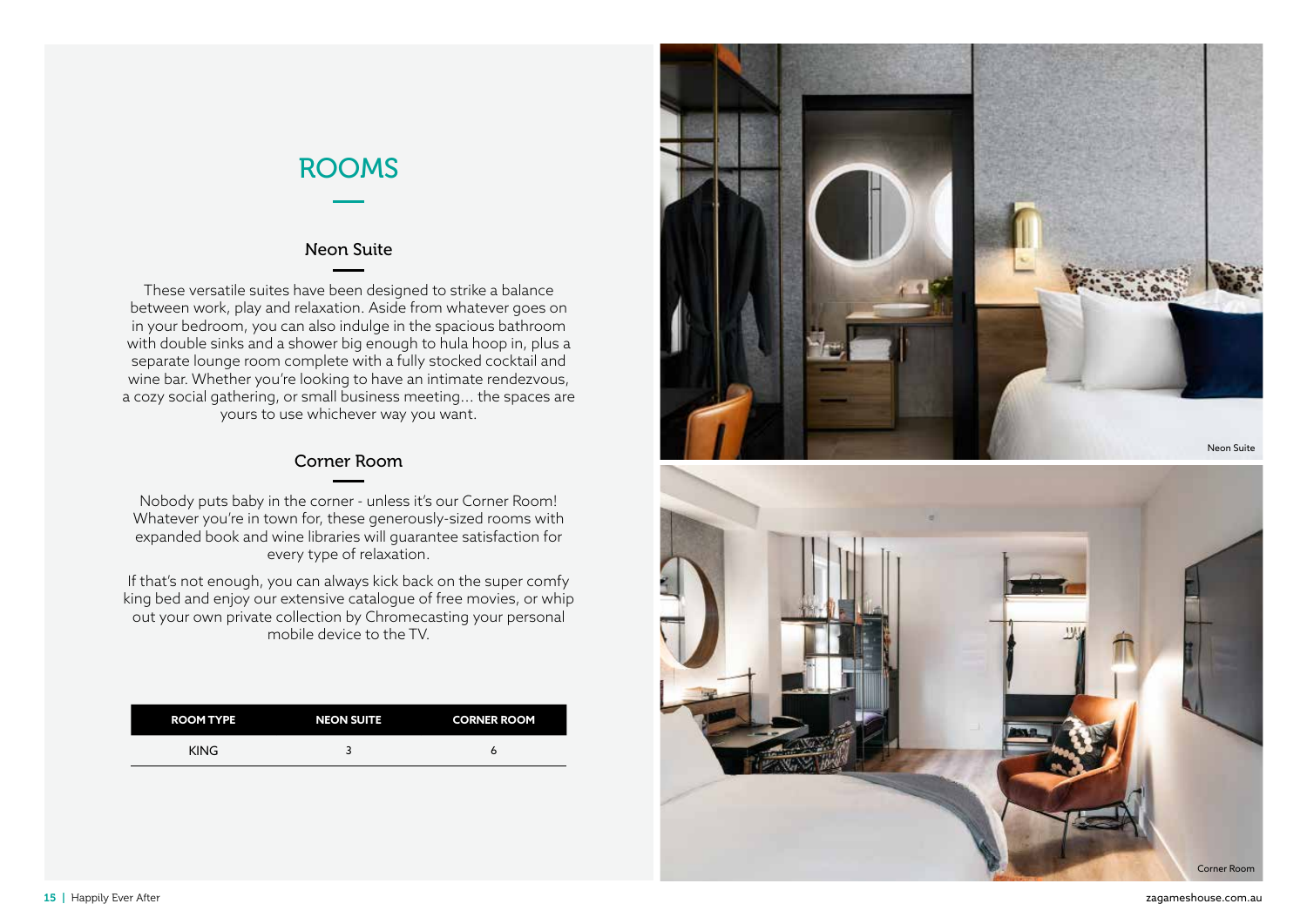# ROOMS

## Neon Suite

These versatile suites have been designed to strike a balance between work, play and relaxation. Aside from whatever goes on in your bedroom, you can also indulge in the spacious bathroom with double sinks and a shower big enough to hula hoop in, plus a separate lounge room complete with a fully stocked cocktail and wine bar. Whether you're looking to have an intimate rendezvous, a cozy social gathering, or small business meeting... the spaces are yours to use whichever way you want.

## Corner Room

Nobody puts baby in the corner - unless it's our Corner Room! Whatever you're in town for, these generously-sized rooms with expanded book and wine libraries will guarantee satisfaction for every type of relaxation.

If that's not enough, you can always kick back on the super comfy king bed and enjoy our extensive catalogue of free movies, or whip out your own private collection by Chromecasting your personal mobile device to the TV.

| ROOM TYPE | NEON SUITE | CORNER ROOM |
|---|---|---|
| KING | 3 | 6 |

Neon Suite

Corner Room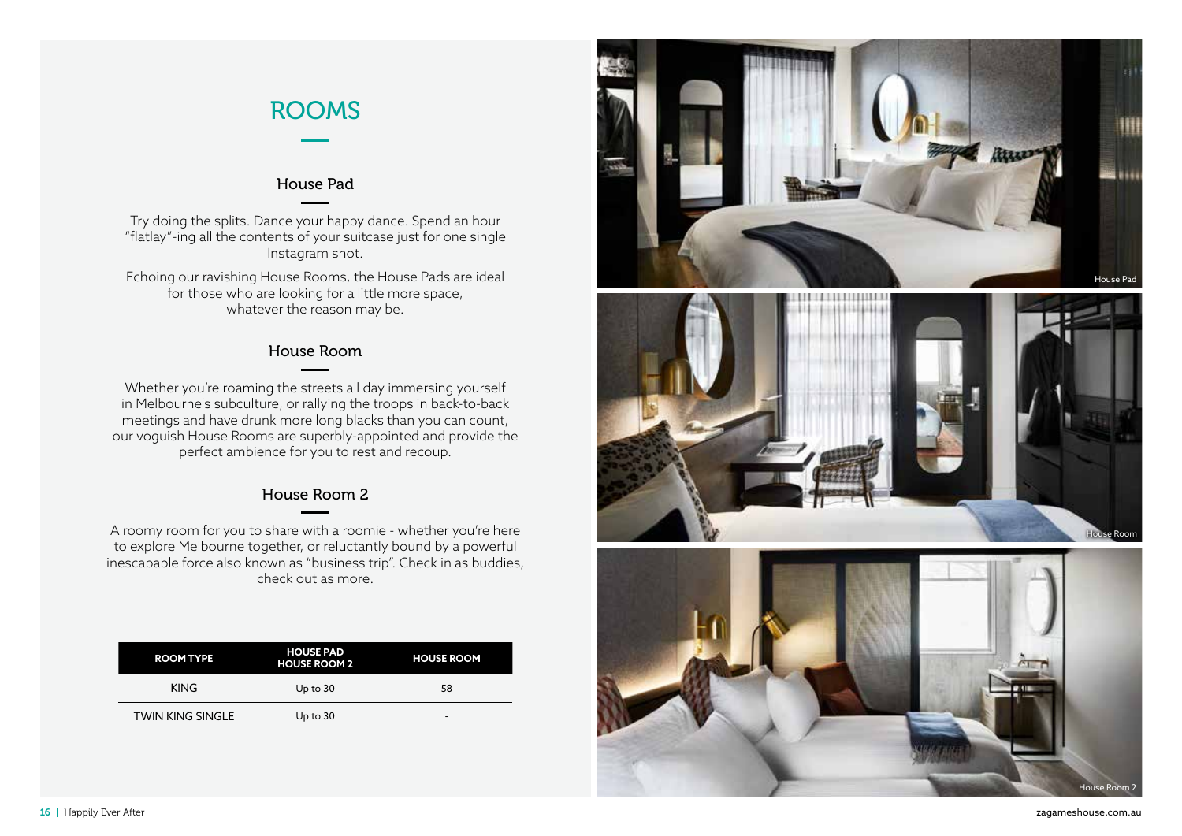# ROOMS

## House Pad

Try doing the splits. Dance your happy dance. Spend an hour "flatlay"-ing all the contents of your suitcase just for one single Instagram shot.

Echoing our ravishing House Rooms, the House Pads are ideal for those who are looking for a little more space, whatever the reason may be.

## House Room

Whether you're roaming the streets all day immersing yourself in Melbourne's subculture, or rallying the troops in back-to-back meetings and have drunk more long blacks than you can count, our voguish House Rooms are superbly-appointed and provide the perfect ambience for you to rest and recoup.

## House Room 2

A roomy room for you to share with a roomie - whether you're here to explore Melbourne together, or reluctantly bound by a powerful inescapable force also known as "business trip". Check in as buddies, check out as more.

| ROOM TYPE | HOUSE PAD HOUSE ROOM 2 | HOUSE ROOM |
|---|---|---|
| KING | Up to 30 | 58 |
| TWIN KING SINGLE | Up to 30 | - |

House Pad

House Room

House Room 2

zagameshouse.com.au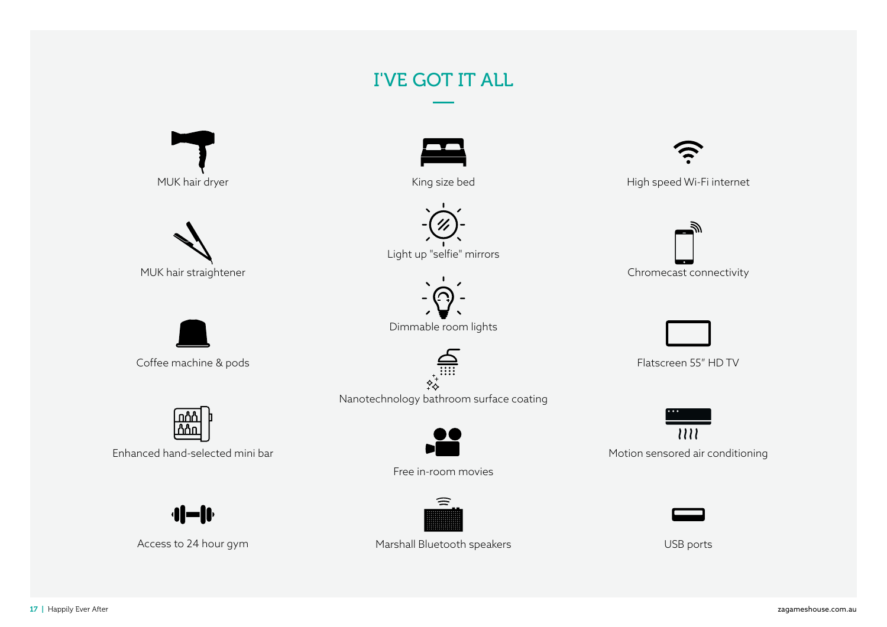# I'VE GOT IT ALL

- MUK hair dryer
- MUK hair straightener
- Coffee machine & pods
- Enhanced hand-selected mini bar
- Access to 24 hour gym
- King size bed
- Light up "selfie" mirrors
- Dimmable room lights
- Nanotechnology bathroom surface coating
- Free in-room movies
- Marshall Bluetooth speakers
- High speed Wi-Fi internet
- Chromecast connectivity
- Flatscreen 55" HD TV
- Motion sensored air conditioning
- USB ports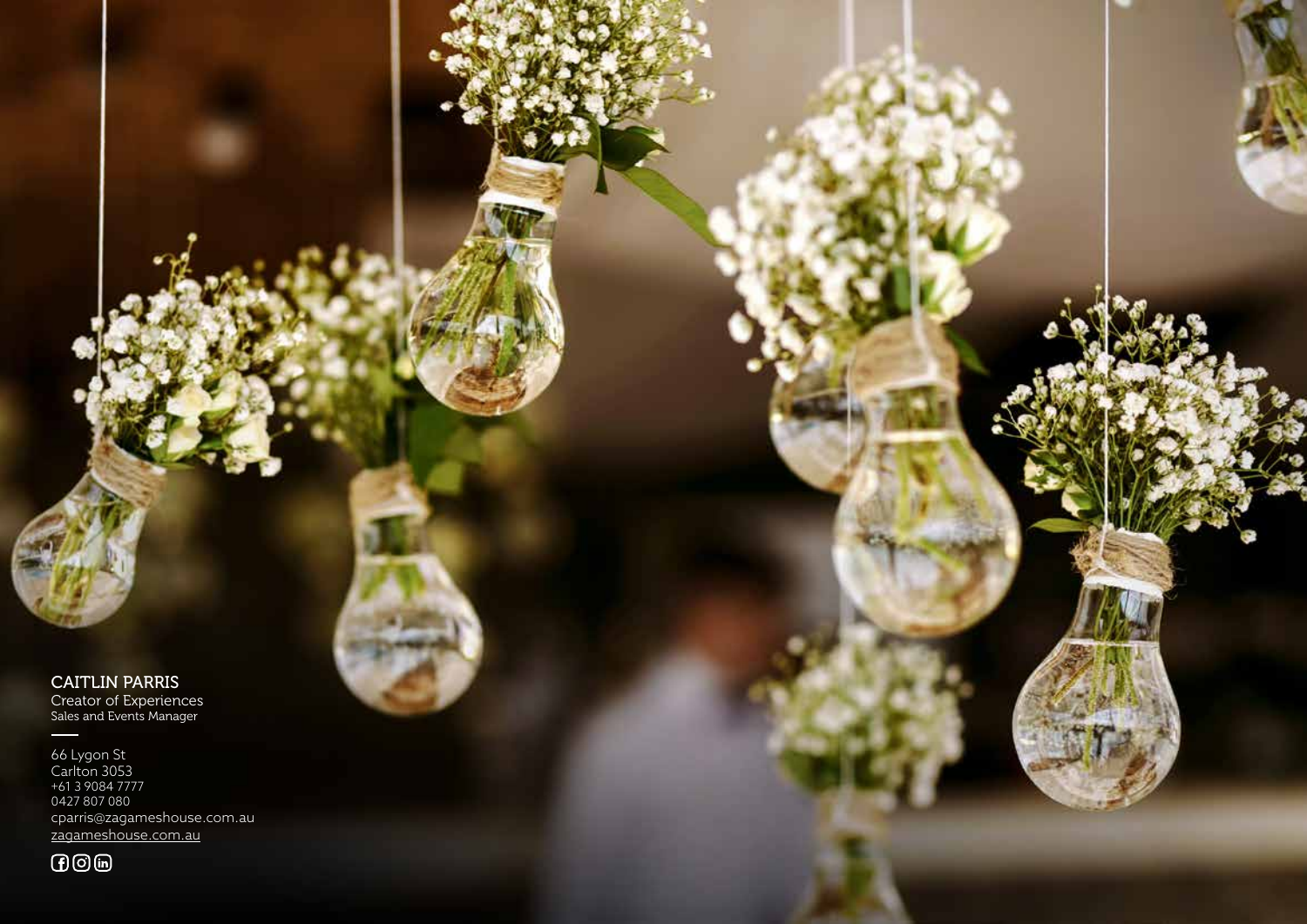CAITLIN PARRIS

Creator of Experiences

Sales and Events Manager

66 Lygon St

Carlton 3053

+61 3 9084 7777

0427 807 080

cparris@zagameshouse.com.au

zagameshouse.com.au